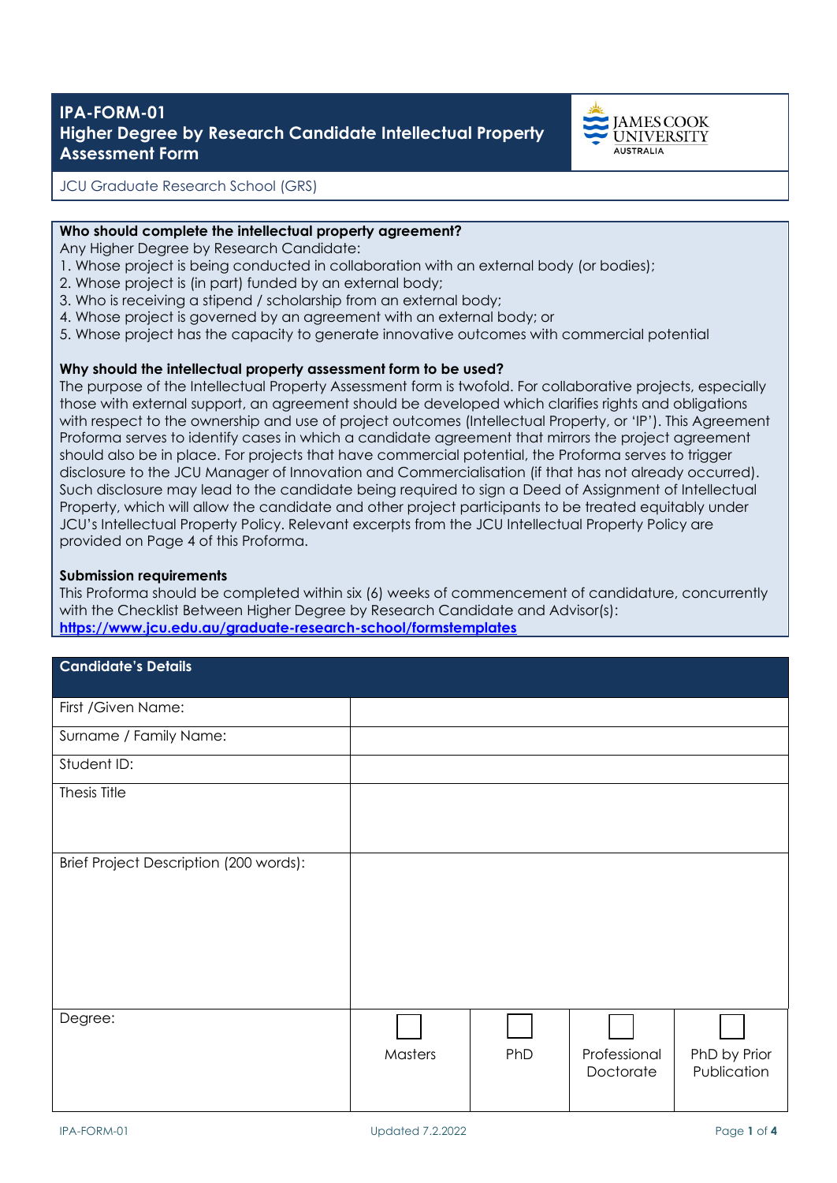# IPA-FORM-01
# Higher Degree by Research Candidate Intellectual Property Assessment Form

JCU Graduate Research School (GRS)

**Who should complete the intellectual property agreement?**

Any Higher Degree by Research Candidate:

1. Whose project is being conducted in collaboration with an external body (or bodies);
2. Whose project is (in part) funded by an external body;
3. Who is receiving a stipend / scholarship from an external body;
4. Whose project is governed by an agreement with an external body; or
5. Whose project has the capacity to generate innovative outcomes with commercial potential

**Why should the intellectual property assessment form to be used?**

The purpose of the Intellectual Property Assessment form is twofold. For collaborative projects, especially those with external support, an agreement should be developed which clarifies rights and obligations with respect to the ownership and use of project outcomes (Intellectual Property, or 'IP'). This Agreement Proforma serves to identify cases in which a candidate agreement that mirrors the project agreement should also be in place. For projects that have commercial potential, the Proforma serves to trigger disclosure to the JCU Manager of Innovation and Commercialisation (if that has not already occurred). Such disclosure may lead to the candidate being required to sign a Deed of Assignment of Intellectual Property, which will allow the candidate and other project participants to be treated equitably under JCU's Intellectual Property Policy. Relevant excerpts from the JCU Intellectual Property Policy are provided on Page 4 of this Proforma.

**Submission requirements**

This Proforma should be completed within six (6) weeks of commencement of candidature, concurrently with the Checklist Between Higher Degree by Research Candidate and Advisor(s): **https://www.jcu.edu.au/graduate-research-school/formstemplates**

| **Candidate's Details** | | | | |
|---|---|---|---|---|
| First /Given Name: | | | | |
| Surname / Family Name: | | | | |
| Student ID: | | | | |
| Thesis Title | | | | |
| Brief Project Description (200 words): | | | | |
| Degree: | ☐ Masters | ☐ PhD | ☐ Professional Doctorate | ☐ PhD by Prior Publication |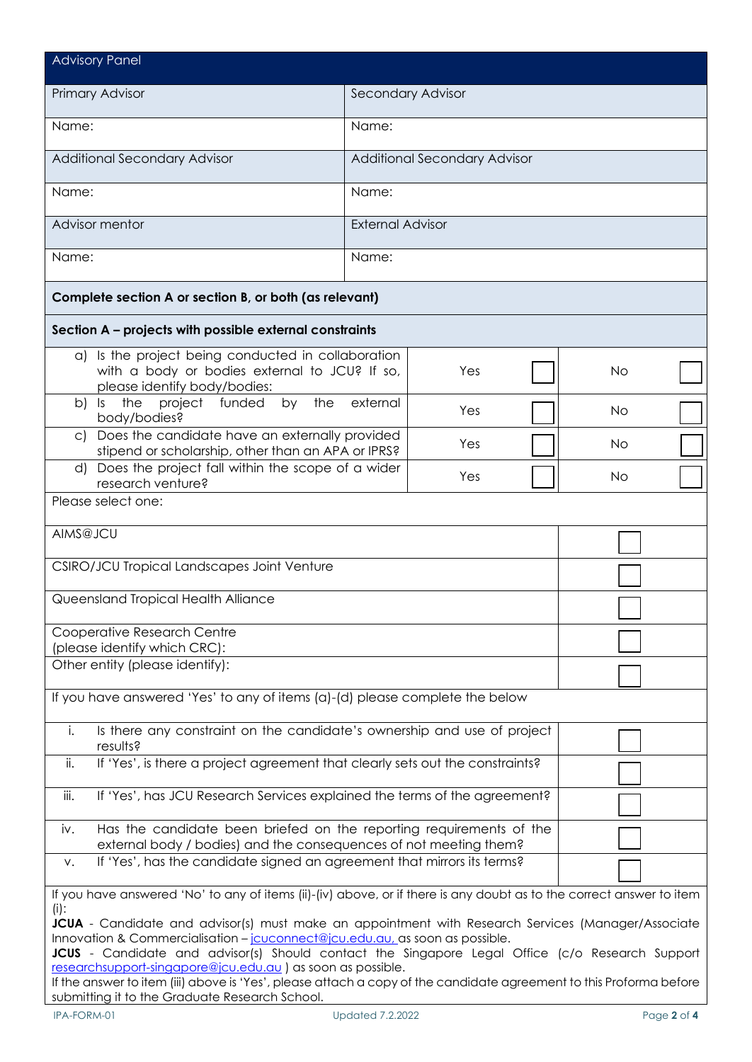## Advisory Panel

| Primary Advisor | Secondary Advisor |
| --- | --- |
| Name: | Name: |
| **Additional Secondary Advisor** | **Additional Secondary Advisor** |
| Name: | Name: |
| **Advisor mentor** | **External Advisor** |
| Name: | Name: |

**Complete section A or section B, or both (as relevant)**

**Section A – projects with possible external constraints**

| Question | Yes | | No | |
| --- | --- | --- | --- | --- |
| a) Is the project being conducted in collaboration with a body or bodies external to JCU? If so, please identify body/bodies: | Yes | ☐ | No | ☐ |
| b) Is the project funded by the external body/bodies? | Yes | ☐ | No | ☐ |
| c) Does the candidate have an externally provided stipend or scholarship, other than an APA or IPRS? | Yes | ☐ | No | ☐ |
| d) Does the project fall within the scope of a wider research venture? | Yes | ☐ | No | ☐ |

Please select one:

| Entity | |
| --- | --- |
| AIMS@JCU | ☐ |
| CSIRO/JCU Tropical Landscapes Joint Venture | ☐ |
| Queensland Tropical Health Alliance | ☐ |
| Cooperative Research Centre (please identify which CRC): | ☐ |
| Other entity (please identify): | ☐ |

If you have answered 'Yes' to any of items (a)-(d) please complete the below

| Item | |
| --- | --- |
| i. Is there any constraint on the candidate's ownership and use of project results? | ☐ |
| ii. If 'Yes', is there a project agreement that clearly sets out the constraints? | ☐ |
| iii. If 'Yes', has JCU Research Services explained the terms of the agreement? | ☐ |
| iv. Has the candidate been briefed on the reporting requirements of the external body / bodies) and the consequences of not meeting them? | ☐ |
| v. If 'Yes', has the candidate signed an agreement that mirrors its terms? | ☐ |

If you have answered 'No' to any of items (ii)-(iv) above, or if there is any doubt as to the correct answer to item (i):

**JCUA** - Candidate and advisor(s) must make an appointment with Research Services (Manager/Associate Innovation & Commercialisation – jcuconnect@jcu.edu.au, as soon as possible.

**JCUS** - Candidate and advisor(s) Should contact the Singapore Legal Office (c/o Research Support researchsupport-singapore@jcu.edu.au ) as soon as possible.

If the answer to item (iii) above is 'Yes', please attach a copy of the candidate agreement to this Proforma before submitting it to the Graduate Research School.

IPA-FORM-01 Updated 7.2.2022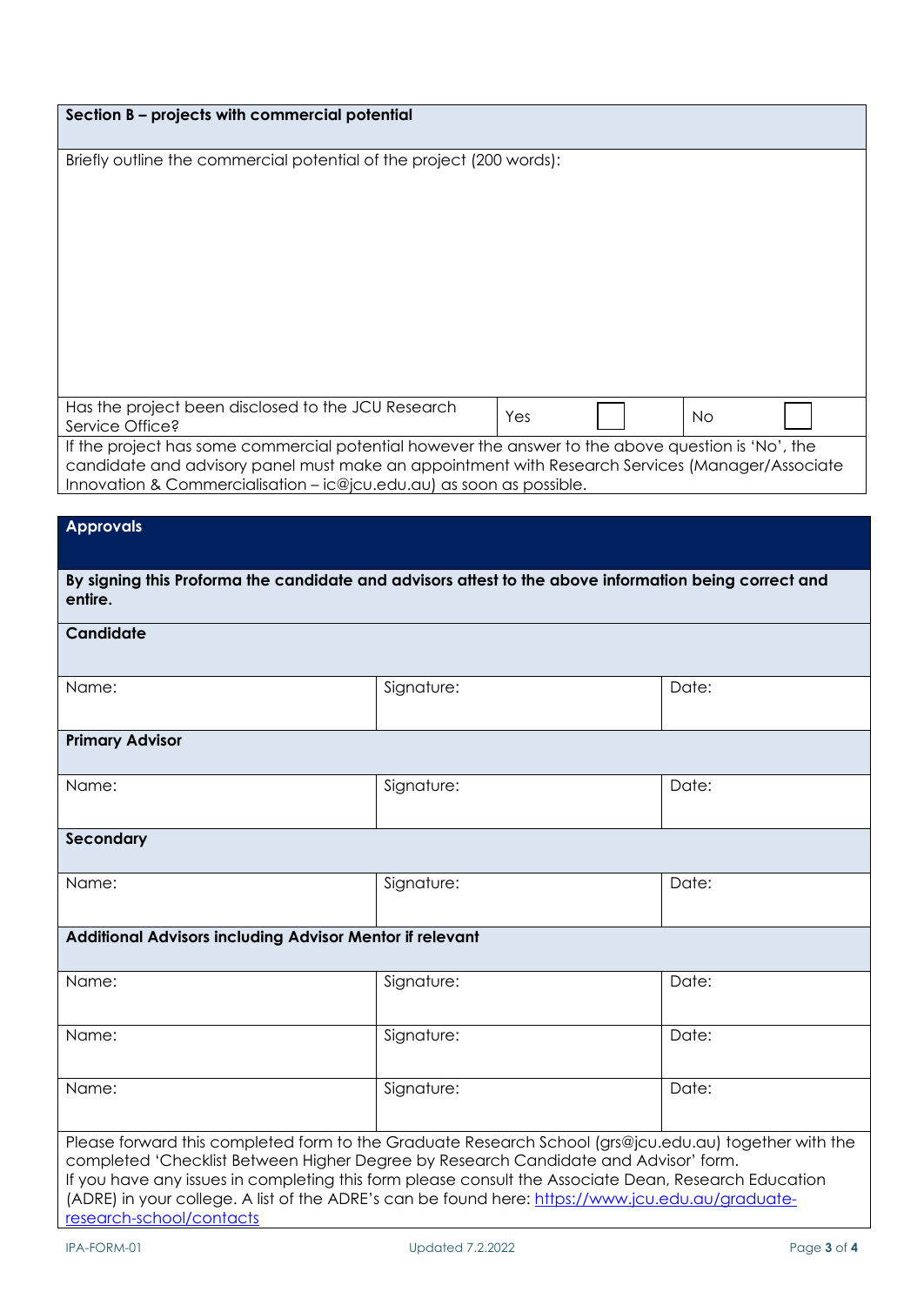## Section B – projects with commercial potential

Briefly outline the commercial potential of the project (200 words):

| Has the project been disclosed to the JCU Research Service Office? | Yes | ☐ | No | ☐ |
|---|---|---|---|---|

If the project has some commercial potential however the answer to the above question is 'No', the candidate and advisory panel must make an appointment with Research Services (Manager/Associate Innovation & Commercialisation – ic@jcu.edu.au) as soon as possible.

## Approvals

**By signing this Proforma the candidate and advisors attest to the above information being correct and entire.**

**Candidate**

| Name: | Signature: | Date: |
|---|---|---|

**Primary Advisor**

| Name: | Signature: | Date: |
|---|---|---|

**Secondary**

| Name: | Signature: | Date: |
|---|---|---|

**Additional Advisors including Advisor Mentor if relevant**

| Name: | Signature: | Date: |
|---|---|---|
| Name: | Signature: | Date: |
| Name: | Signature: | Date: |

Please forward this completed form to the Graduate Research School (grs@jcu.edu.au) together with the completed 'Checklist Between Higher Degree by Research Candidate and Advisor' form.
If you have any issues in completing this form please consult the Associate Dean, Research Education (ADRE) in your college. A list of the ADRE's can be found here: [https://www.jcu.edu.au/graduate-research-school/contacts](https://www.jcu.edu.au/graduate-research-school/contacts)

IPA-FORM-01 Updated 7.2.2022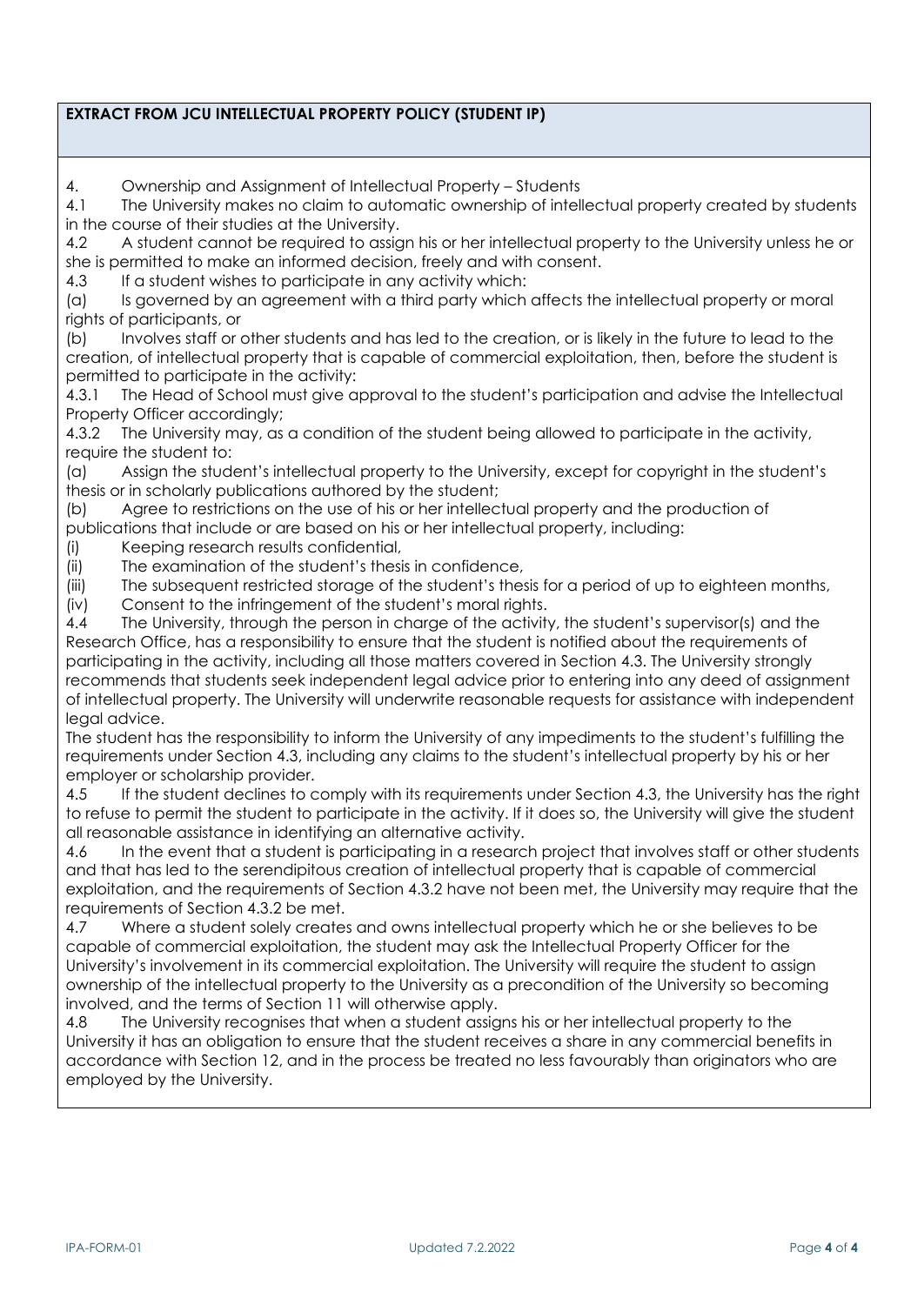## EXTRACT FROM JCU INTELLECTUAL PROPERTY POLICY (STUDENT IP)

4. Ownership and Assignment of Intellectual Property – Students

4.1 The University makes no claim to automatic ownership of intellectual property created by students in the course of their studies at the University.

4.2 A student cannot be required to assign his or her intellectual property to the University unless he or she is permitted to make an informed decision, freely and with consent.

4.3 If a student wishes to participate in any activity which:

(a) Is governed by an agreement with a third party which affects the intellectual property or moral rights of participants, or

(b) Involves staff or other students and has led to the creation, or is likely in the future to lead to the creation, of intellectual property that is capable of commercial exploitation, then, before the student is permitted to participate in the activity:

4.3.1 The Head of School must give approval to the student's participation and advise the Intellectual Property Officer accordingly;

4.3.2 The University may, as a condition of the student being allowed to participate in the activity, require the student to:

(a) Assign the student's intellectual property to the University, except for copyright in the student's thesis or in scholarly publications authored by the student;

(b) Agree to restrictions on the use of his or her intellectual property and the production of publications that include or are based on his or her intellectual property, including:

(i) Keeping research results confidential,

(ii) The examination of the student's thesis in confidence,

(iii) The subsequent restricted storage of the student's thesis for a period of up to eighteen months,

(iv) Consent to the infringement of the student's moral rights.

4.4 The University, through the person in charge of the activity, the student's supervisor(s) and the Research Office, has a responsibility to ensure that the student is notified about the requirements of participating in the activity, including all those matters covered in Section 4.3. The University strongly recommends that students seek independent legal advice prior to entering into any deed of assignment of intellectual property. The University will underwrite reasonable requests for assistance with independent legal advice.

The student has the responsibility to inform the University of any impediments to the student's fulfilling the requirements under Section 4.3, including any claims to the student's intellectual property by his or her employer or scholarship provider.

4.5 If the student declines to comply with its requirements under Section 4.3, the University has the right to refuse to permit the student to participate in the activity. If it does so, the University will give the student all reasonable assistance in identifying an alternative activity.

4.6 In the event that a student is participating in a research project that involves staff or other students and that has led to the serendipitous creation of intellectual property that is capable of commercial exploitation, and the requirements of Section 4.3.2 have not been met, the University may require that the requirements of Section 4.3.2 be met.

4.7 Where a student solely creates and owns intellectual property which he or she believes to be capable of commercial exploitation, the student may ask the Intellectual Property Officer for the University's involvement in its commercial exploitation. The University will require the student to assign ownership of the intellectual property to the University as a precondition of the University so becoming involved, and the terms of Section 11 will otherwise apply.

4.8 The University recognises that when a student assigns his or her intellectual property to the University it has an obligation to ensure that the student receives a share in any commercial benefits in accordance with Section 12, and in the process be treated no less favourably than originators who are employed by the University.